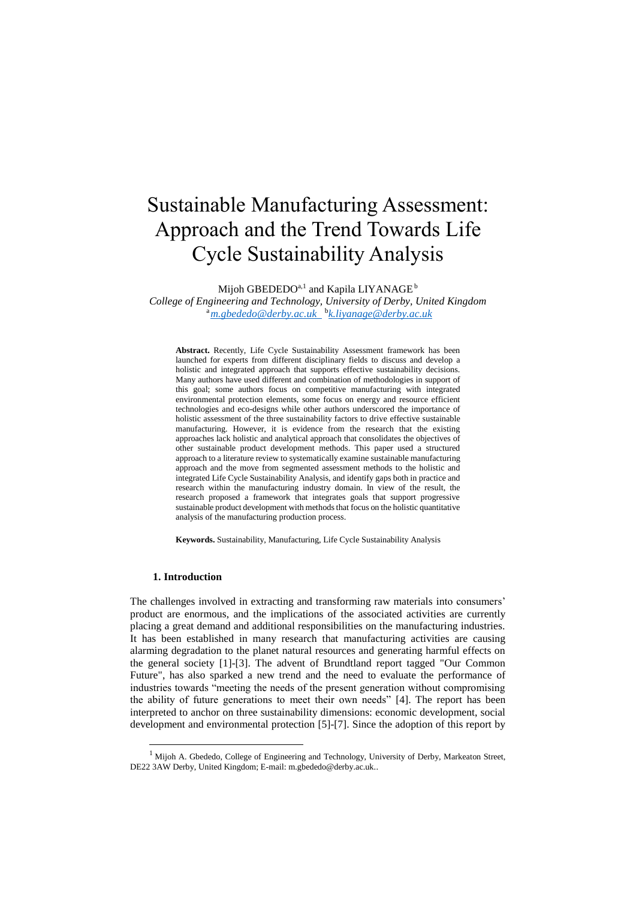# Sustainable Manufacturing Assessment: Approach and the Trend Towards Life Cycle Sustainability Analysis

Mijoh GBEDEDO[a,1] and Kapila LIYANAGE[b]

*College of Engineering and Technology, University of Derby, United Kingdom*
[a] m.gbededo@derby.ac.uk [b] k.liyanage@derby.ac.uk

**Abstract.** Recently, Life Cycle Sustainability Assessment framework has been launched for experts from different disciplinary fields to discuss and develop a holistic and integrated approach that supports effective sustainability decisions. Many authors have used different and combination of methodologies in support of this goal; some authors focus on competitive manufacturing with integrated environmental protection elements, some focus on energy and resource efficient technologies and eco-designs while other authors underscored the importance of holistic assessment of the three sustainability factors to drive effective sustainable manufacturing. However, it is evidence from the research that the existing approaches lack holistic and analytical approach that consolidates the objectives of other sustainable product development methods. This paper used a structured approach to a literature review to systematically examine sustainable manufacturing approach and the move from segmented assessment methods to the holistic and integrated Life Cycle Sustainability Analysis, and identify gaps both in practice and research within the manufacturing industry domain. In view of the result, the research proposed a framework that integrates goals that support progressive sustainable product development with methods that focus on the holistic quantitative analysis of the manufacturing production process.

**Keywords.** Sustainability, Manufacturing, Life Cycle Sustainability Analysis

## 1. Introduction

The challenges involved in extracting and transforming raw materials into consumers' product are enormous, and the implications of the associated activities are currently placing a great demand and additional responsibilities on the manufacturing industries. It has been established in many research that manufacturing activities are causing alarming degradation to the planet natural resources and generating harmful effects on the general society [1]-[3]. The advent of Brundtland report tagged "Our Common Future", has also sparked a new trend and the need to evaluate the performance of industries towards "meeting the needs of the present generation without compromising the ability of future generations to meet their own needs" [4]. The report has been interpreted to anchor on three sustainability dimensions: economic development, social development and environmental protection [5]-[7]. Since the adoption of this report by

[1] Mijoh A. Gbededo, College of Engineering and Technology, University of Derby, Markeaton Street, DE22 3AW Derby, United Kingdom; E-mail: m.gbededo@derby.ac.uk..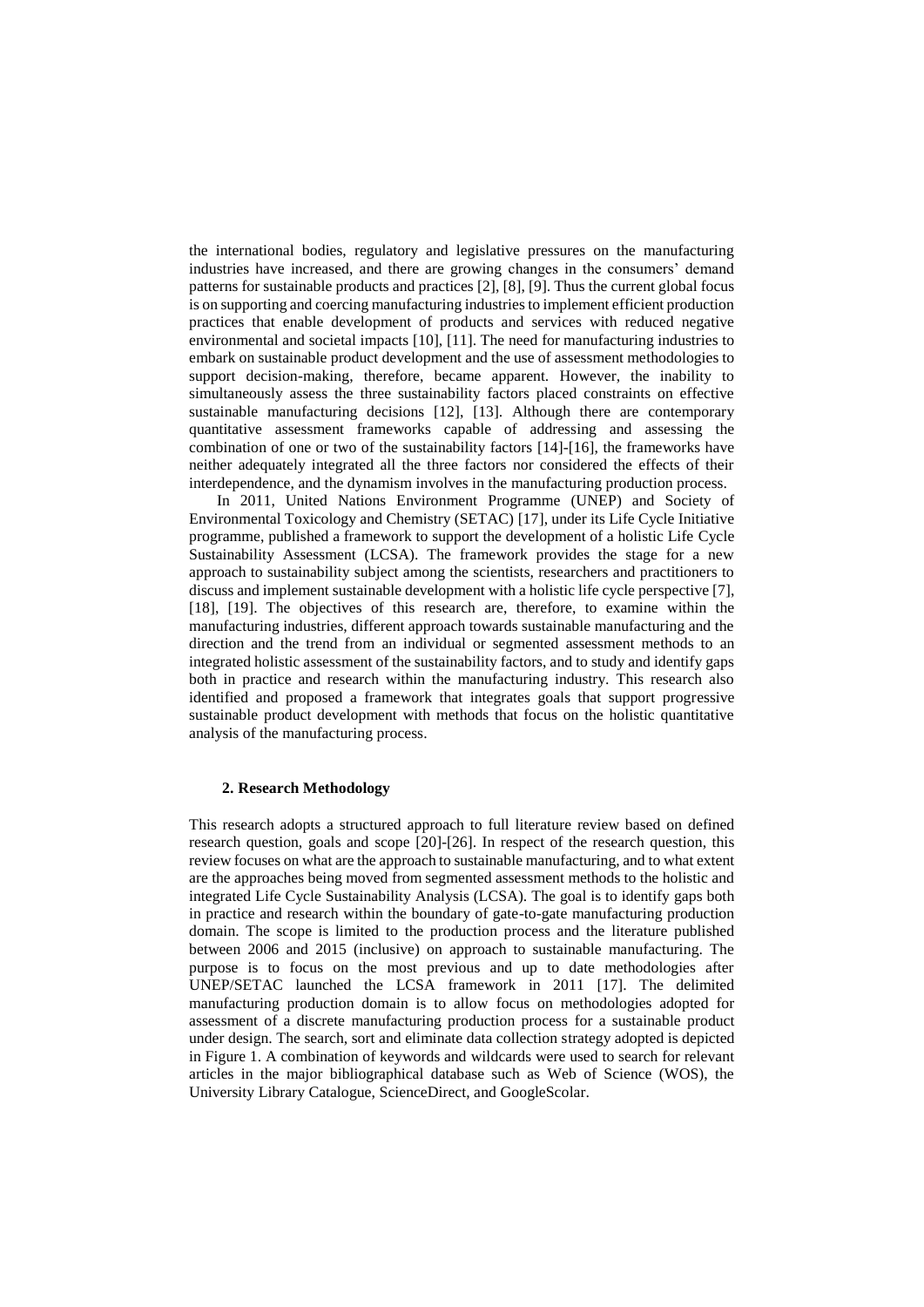the international bodies, regulatory and legislative pressures on the manufacturing industries have increased, and there are growing changes in the consumers' demand patterns for sustainable products and practices [2], [8], [9]. Thus the current global focus is on supporting and coercing manufacturing industries to implement efficient production practices that enable development of products and services with reduced negative environmental and societal impacts [10], [11]. The need for manufacturing industries to embark on sustainable product development and the use of assessment methodologies to support decision-making, therefore, became apparent. However, the inability to simultaneously assess the three sustainability factors placed constraints on effective sustainable manufacturing decisions [12], [13]. Although there are contemporary quantitative assessment frameworks capable of addressing and assessing the combination of one or two of the sustainability factors [14]-[16], the frameworks have neither adequately integrated all the three factors nor considered the effects of their interdependence, and the dynamism involves in the manufacturing production process.

In 2011, United Nations Environment Programme (UNEP) and Society of Environmental Toxicology and Chemistry (SETAC) [17], under its Life Cycle Initiative programme, published a framework to support the development of a holistic Life Cycle Sustainability Assessment (LCSA). The framework provides the stage for a new approach to sustainability subject among the scientists, researchers and practitioners to discuss and implement sustainable development with a holistic life cycle perspective [7], [18], [19]. The objectives of this research are, therefore, to examine within the manufacturing industries, different approach towards sustainable manufacturing and the direction and the trend from an individual or segmented assessment methods to an integrated holistic assessment of the sustainability factors, and to study and identify gaps both in practice and research within the manufacturing industry. This research also identified and proposed a framework that integrates goals that support progressive sustainable product development with methods that focus on the holistic quantitative analysis of the manufacturing process.

## 2. Research Methodology

This research adopts a structured approach to full literature review based on defined research question, goals and scope [20]-[26]. In respect of the research question, this review focuses on what are the approach to sustainable manufacturing, and to what extent are the approaches being moved from segmented assessment methods to the holistic and integrated Life Cycle Sustainability Analysis (LCSA). The goal is to identify gaps both in practice and research within the boundary of gate-to-gate manufacturing production domain. The scope is limited to the production process and the literature published between 2006 and 2015 (inclusive) on approach to sustainable manufacturing. The purpose is to focus on the most previous and up to date methodologies after UNEP/SETAC launched the LCSA framework in 2011 [17]. The delimited manufacturing production domain is to allow focus on methodologies adopted for assessment of a discrete manufacturing production process for a sustainable product under design. The search, sort and eliminate data collection strategy adopted is depicted in Figure 1. A combination of keywords and wildcards were used to search for relevant articles in the major bibliographical database such as Web of Science (WOS), the University Library Catalogue, ScienceDirect, and GoogleScolar.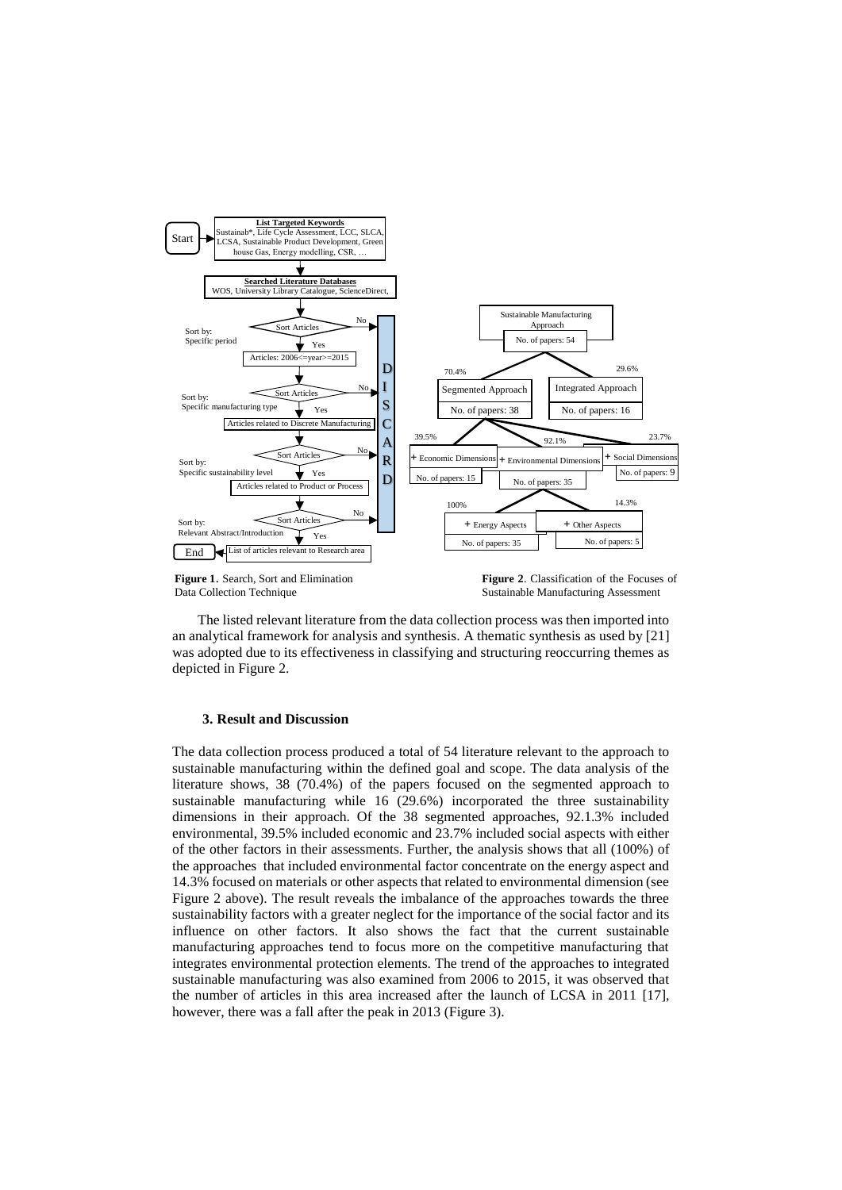**Figure 1**. Search, Sort and Elimination Data Collection Technique

**Figure 2**. Classification of the Focuses of Sustainable Manufacturing Assessment

The listed relevant literature from the data collection process was then imported into an analytical framework for analysis and synthesis. A thematic synthesis as used by [21] was adopted due to its effectiveness in classifying and structuring reoccurring themes as depicted in Figure 2.

### 3. Result and Discussion

The data collection process produced a total of 54 literature relevant to the approach to sustainable manufacturing within the defined goal and scope. The data analysis of the literature shows, 38 (70.4%) of the papers focused on the segmented approach to sustainable manufacturing while 16 (29.6%) incorporated the three sustainability dimensions in their approach. Of the 38 segmented approaches, 92.1.3% included environmental, 39.5% included economic and 23.7% included social aspects with either of the other factors in their assessments. Further, the analysis shows that all (100%) of the approaches that included environmental factor concentrate on the energy aspect and 14.3% focused on materials or other aspects that related to environmental dimension (see Figure 2 above). The result reveals the imbalance of the approaches towards the three sustainability factors with a greater neglect for the importance of the social factor and its influence on other factors. It also shows the fact that the current sustainable manufacturing approaches tend to focus more on the competitive manufacturing that integrates environmental protection elements. The trend of the approaches to integrated sustainable manufacturing was also examined from 2006 to 2015, it was observed that the number of articles in this area increased after the launch of LCSA in 2011 [17], however, there was a fall after the peak in 2013 (Figure 3).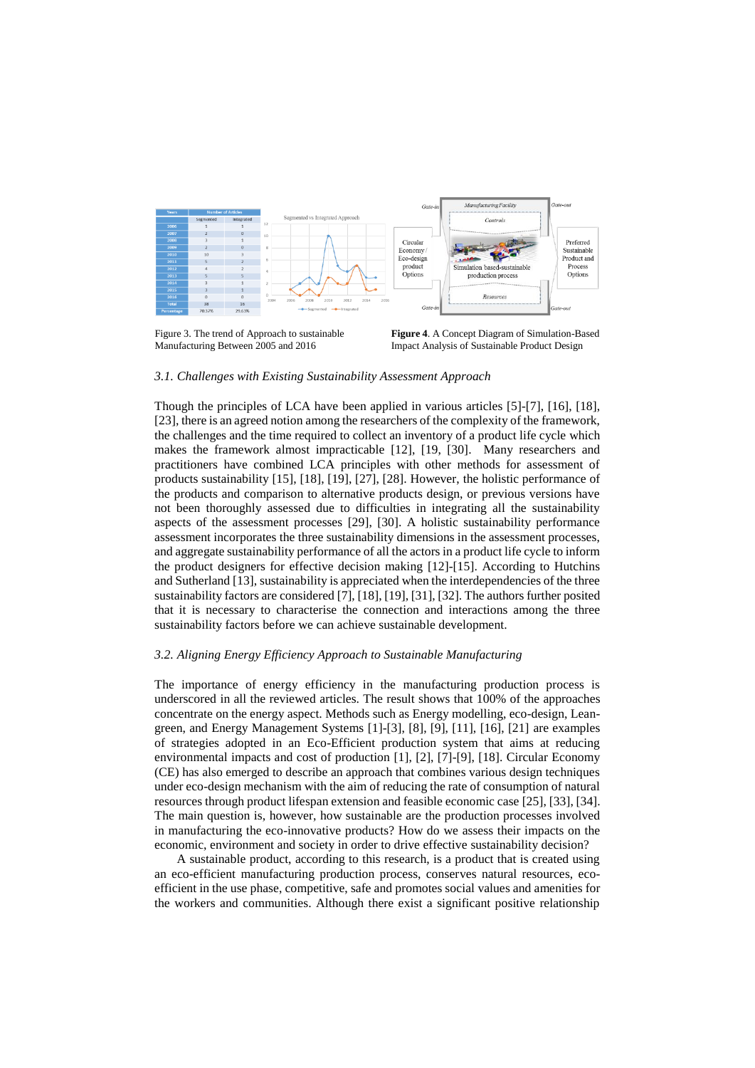| Years | Number of Articles | |
|---|---|---|
| | Segmented | Integrated |
| 2006 | 1 | 1 |
| 2007 | 2 | 0 |
| 2008 | 3 | 1 |
| 2009 | 2 | 0 |
| 2010 | 10 | 3 |
| 2011 | 5 | 2 |
| 2012 | 4 | 2 |
| 2013 | 5 | 5 |
| 2014 | 3 | 1 |
| 2015 | 3 | 1 |
| 2016 | 0 | 0 |
| Total | 38 | 16 |
| Percentage | 70.37% | 29.63% |

Figure 3. The trend of Approach to sustainable Manufacturing Between 2005 and 2016

**Figure 4**. A Concept Diagram of Simulation-Based Impact Analysis of Sustainable Product Design

### *3.1. Challenges with Existing Sustainability Assessment Approach*

Though the principles of LCA have been applied in various articles [5]-[7], [16], [18], [23], there is an agreed notion among the researchers of the complexity of the framework, the challenges and the time required to collect an inventory of a product life cycle which makes the framework almost impracticable [12], [19, [30]. Many researchers and practitioners have combined LCA principles with other methods for assessment of products sustainability [15], [18], [19], [27], [28]. However, the holistic performance of the products and comparison to alternative products design, or previous versions have not been thoroughly assessed due to difficulties in integrating all the sustainability aspects of the assessment processes [29], [30]. A holistic sustainability performance assessment incorporates the three sustainability dimensions in the assessment processes, and aggregate sustainability performance of all the actors in a product life cycle to inform the product designers for effective decision making [12]-[15]. According to Hutchins and Sutherland [13], sustainability is appreciated when the interdependencies of the three sustainability factors are considered [7], [18], [19], [31], [32]. The authors further posited that it is necessary to characterise the connection and interactions among the three sustainability factors before we can achieve sustainable development.

### *3.2. Aligning Energy Efficiency Approach to Sustainable Manufacturing*

The importance of energy efficiency in the manufacturing production process is underscored in all the reviewed articles. The result shows that 100% of the approaches concentrate on the energy aspect. Methods such as Energy modelling, eco-design, Lean-green, and Energy Management Systems [1]-[3], [8], [9], [11], [16], [21] are examples of strategies adopted in an Eco-Efficient production system that aims at reducing environmental impacts and cost of production [1], [2], [7]-[9], [18]. Circular Economy (CE) has also emerged to describe an approach that combines various design techniques under eco-design mechanism with the aim of reducing the rate of consumption of natural resources through product lifespan extension and feasible economic case [25], [33], [34]. The main question is, however, how sustainable are the production processes involved in manufacturing the eco-innovative products? How do we assess their impacts on the economic, environment and society in order to drive effective sustainability decision?

A sustainable product, according to this research, is a product that is created using an eco-efficient manufacturing production process, conserves natural resources, eco-efficient in the use phase, competitive, safe and promotes social values and amenities for the workers and communities. Although there exist a significant positive relationship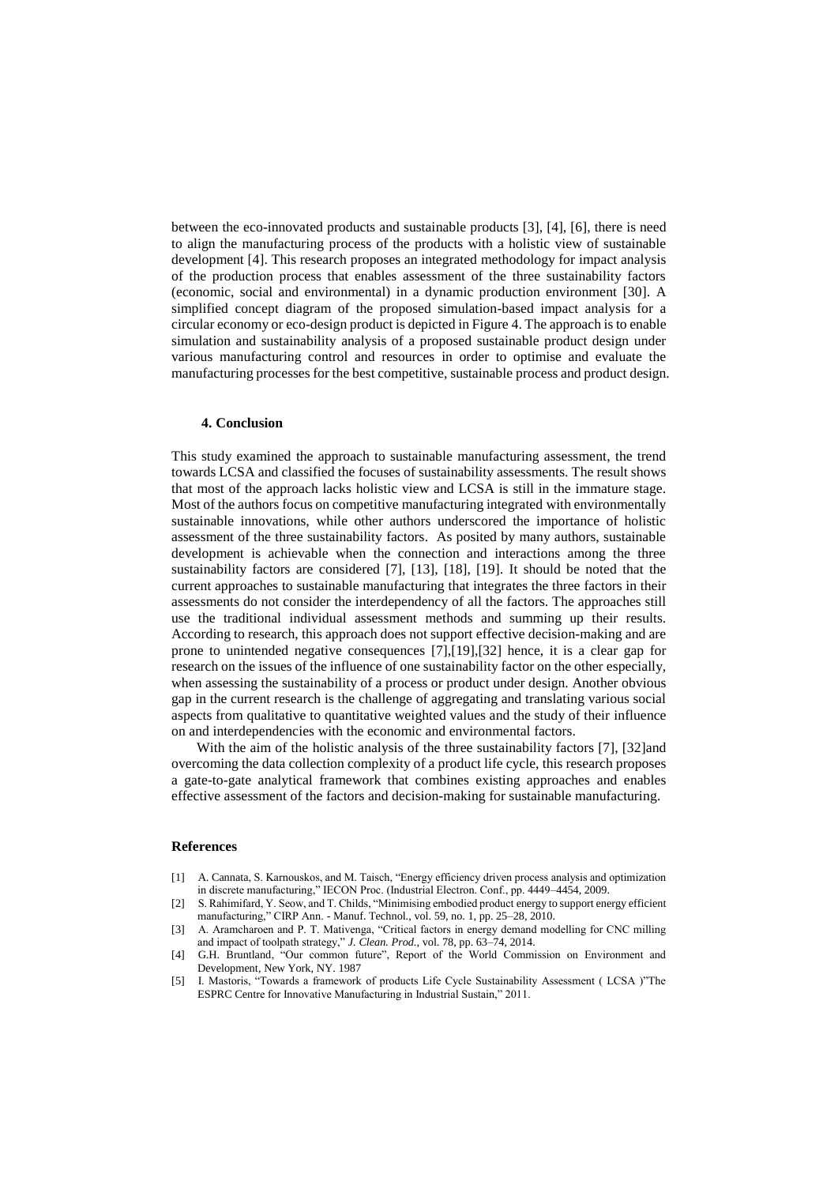between the eco-innovated products and sustainable products [3], [4], [6], there is need to align the manufacturing process of the products with a holistic view of sustainable development [4]. This research proposes an integrated methodology for impact analysis of the production process that enables assessment of the three sustainability factors (economic, social and environmental) in a dynamic production environment [30]. A simplified concept diagram of the proposed simulation-based impact analysis for a circular economy or eco-design product is depicted in Figure 4. The approach is to enable simulation and sustainability analysis of a proposed sustainable product design under various manufacturing control and resources in order to optimise and evaluate the manufacturing processes for the best competitive, sustainable process and product design.

### 4. Conclusion

This study examined the approach to sustainable manufacturing assessment, the trend towards LCSA and classified the focuses of sustainability assessments. The result shows that most of the approach lacks holistic view and LCSA is still in the immature stage. Most of the authors focus on competitive manufacturing integrated with environmentally sustainable innovations, while other authors underscored the importance of holistic assessment of the three sustainability factors. As posited by many authors, sustainable development is achievable when the connection and interactions among the three sustainability factors are considered [7], [13], [18], [19]. It should be noted that the current approaches to sustainable manufacturing that integrates the three factors in their assessments do not consider the interdependency of all the factors. The approaches still use the traditional individual assessment methods and summing up their results. According to research, this approach does not support effective decision-making and are prone to unintended negative consequences [7],[19],[32] hence, it is a clear gap for research on the issues of the influence of one sustainability factor on the other especially, when assessing the sustainability of a process or product under design. Another obvious gap in the current research is the challenge of aggregating and translating various social aspects from qualitative to quantitative weighted values and the study of their influence on and interdependencies with the economic and environmental factors.

With the aim of the holistic analysis of the three sustainability factors [7], [32]and overcoming the data collection complexity of a product life cycle, this research proposes a gate-to-gate analytical framework that combines existing approaches and enables effective assessment of the factors and decision-making for sustainable manufacturing.

### References

[1] A. Cannata, S. Karnouskos, and M. Taisch, "Energy efficiency driven process analysis and optimization in discrete manufacturing," IECON Proc. (Industrial Electron. Conf., pp. 4449–4454, 2009.

[2] S. Rahimifard, Y. Seow, and T. Childs, "Minimising embodied product energy to support energy efficient manufacturing," CIRP Ann. - Manuf. Technol., vol. 59, no. 1, pp. 25–28, 2010.

[3] A. Aramcharoen and P. T. Mativenga, "Critical factors in energy demand modelling for CNC milling and impact of toolpath strategy," *J. Clean. Prod.*, vol. 78, pp. 63–74, 2014.

[4] G.H. Bruntland, "Our common future", Report of the World Commission on Environment and Development, New York, NY. 1987

[5] I. Mastoris, "Towards a framework of products Life Cycle Sustainability Assessment ( LCSA )"The ESPRC Centre for Innovative Manufacturing in Industrial Sustain," 2011.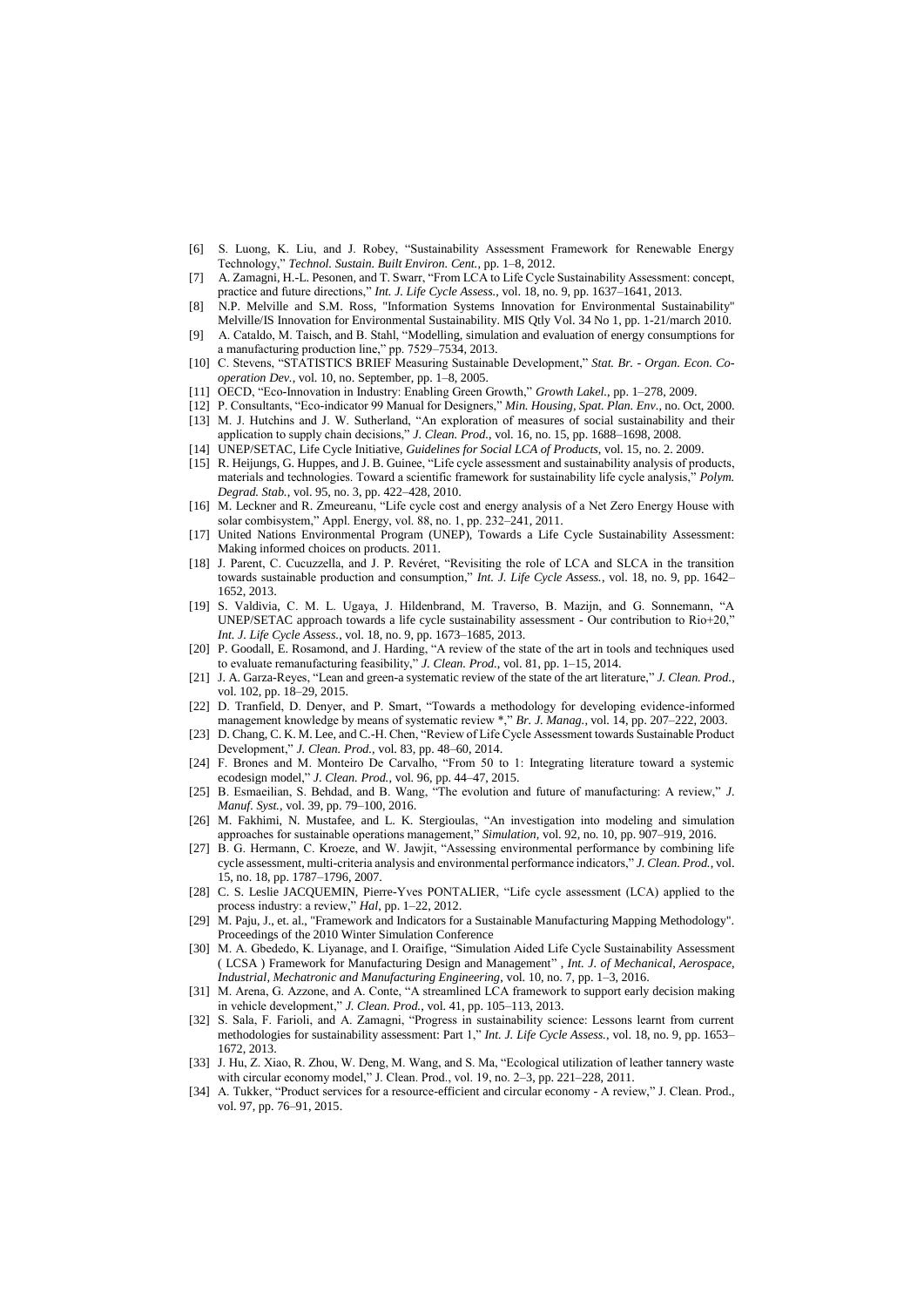[6] S. Luong, K. Liu, and J. Robey, "Sustainability Assessment Framework for Renewable Energy Technology," *Technol. Sustain. Built Environ. Cent.*, pp. 1–8, 2012.

[7] A. Zamagni, H.-L. Pesonen, and T. Swarr, "From LCA to Life Cycle Sustainability Assessment: concept, practice and future directions," *Int. J. Life Cycle Assess.*, vol. 18, no. 9, pp. 1637–1641, 2013.

[8] N.P. Melville and S.M. Ross, "Information Systems Innovation for Environmental Sustainability" Melville/IS Innovation for Environmental Sustainability. MIS Qtly Vol. 34 No 1, pp. 1-21/march 2010.

[9] A. Cataldo, M. Taisch, and B. Stahl, "Modelling, simulation and evaluation of energy consumptions for a manufacturing production line," pp. 7529–7534, 2013.

[10] C. Stevens, "STATISTICS BRIEF Measuring Sustainable Development," *Stat. Br. - Organ. Econ. Co-operation Dev.*, vol. 10, no. September, pp. 1–8, 2005.

[11] OECD, "Eco-Innovation in Industry: Enabling Green Growth," *Growth Lakel.*, pp. 1–278, 2009.

[12] P. Consultants, "Eco-indicator 99 Manual for Designers," *Min. Housing, Spat. Plan. Env.*, no. Oct, 2000.

[13] M. J. Hutchins and J. W. Sutherland, "An exploration of measures of social sustainability and their application to supply chain decisions," *J. Clean. Prod.*, vol. 16, no. 15, pp. 1688–1698, 2008.

[14] UNEP/SETAC, Life Cycle Initiative, *Guidelines for Social LCA of Products*, vol. 15, no. 2. 2009.

[15] R. Heijungs, G. Huppes, and J. B. Guinee, "Life cycle assessment and sustainability analysis of products, materials and technologies. Toward a scientific framework for sustainability life cycle analysis," *Polym. Degrad. Stab.*, vol. 95, no. 3, pp. 422–428, 2010.

[16] M. Leckner and R. Zmeureanu, "Life cycle cost and energy analysis of a Net Zero Energy House with solar combisystem," Appl. Energy, vol. 88, no. 1, pp. 232–241, 2011.

[17] United Nations Environmental Program (UNEP), Towards a Life Cycle Sustainability Assessment: Making informed choices on products. 2011.

[18] J. Parent, C. Cucuzzella, and J. P. Revéret, "Revisiting the role of LCA and SLCA in the transition towards sustainable production and consumption," *Int. J. Life Cycle Assess.*, vol. 18, no. 9, pp. 1642–1652, 2013.

[19] S. Valdivia, C. M. L. Ugaya, J. Hildenbrand, M. Traverso, B. Mazijn, and G. Sonnemann, "A UNEP/SETAC approach towards a life cycle sustainability assessment - Our contribution to Rio+20," *Int. J. Life Cycle Assess.*, vol. 18, no. 9, pp. 1673–1685, 2013.

[20] P. Goodall, E. Rosamond, and J. Harding, "A review of the state of the art in tools and techniques used to evaluate remanufacturing feasibility," *J. Clean. Prod.*, vol. 81, pp. 1–15, 2014.

[21] J. A. Garza-Reyes, "Lean and green-a systematic review of the state of the art literature," *J. Clean. Prod.*, vol. 102, pp. 18–29, 2015.

[22] D. Tranfield, D. Denyer, and P. Smart, "Towards a methodology for developing evidence-informed management knowledge by means of systematic review *," *Br. J. Manag.*, vol. 14, pp. 207–222, 2003.

[23] D. Chang, C. K. M. Lee, and C.-H. Chen, "Review of Life Cycle Assessment towards Sustainable Product Development," *J. Clean. Prod.*, vol. 83, pp. 48–60, 2014.

[24] F. Brones and M. Monteiro De Carvalho, "From 50 to 1: Integrating literature toward a systemic ecodesign model," *J. Clean. Prod.*, vol. 96, pp. 44–47, 2015.

[25] B. Esmaeilian, S. Behdad, and B. Wang, "The evolution and future of manufacturing: A review," *J. Manuf. Syst.*, vol. 39, pp. 79–100, 2016.

[26] M. Fakhimi, N. Mustafee, and L. K. Stergioulas, "An investigation into modeling and simulation approaches for sustainable operations management," *Simulation*, vol. 92, no. 10, pp. 907–919, 2016.

[27] B. G. Hermann, C. Kroeze, and W. Jawjit, "Assessing environmental performance by combining life cycle assessment, multi-criteria analysis and environmental performance indicators," *J. Clean. Prod.*, vol. 15, no. 18, pp. 1787–1796, 2007.

[28] C. S. Leslie JACQUEMIN, Pierre-Yves PONTALIER, "Life cycle assessment (LCA) applied to the process industry: a review," *Hal*, pp. 1–22, 2012.

[29] M. Paju, J., et. al., "Framework and Indicators for a Sustainable Manufacturing Mapping Methodology". Proceedings of the 2010 Winter Simulation Conference

[30] M. A. Gbededo, K. Liyanage, and I. Oraifige, "Simulation Aided Life Cycle Sustainability Assessment ( LCSA ) Framework for Manufacturing Design and Management" , *Int. J. of Mechanical, Aerospace, Industrial, Mechatronic and Manufacturing Engineering*, vol. 10, no. 7, pp. 1–3, 2016.

[31] M. Arena, G. Azzone, and A. Conte, "A streamlined LCA framework to support early decision making in vehicle development," *J. Clean. Prod.*, vol. 41, pp. 105–113, 2013.

[32] S. Sala, F. Farioli, and A. Zamagni, "Progress in sustainability science: Lessons learnt from current methodologies for sustainability assessment: Part 1," *Int. J. Life Cycle Assess.*, vol. 18, no. 9, pp. 1653–1672, 2013.

[33] J. Hu, Z. Xiao, R. Zhou, W. Deng, M. Wang, and S. Ma, "Ecological utilization of leather tannery waste with circular economy model," J. Clean. Prod., vol. 19, no. 2–3, pp. 221–228, 2011.

[34] A. Tukker, "Product services for a resource-efficient and circular economy - A review," J. Clean. Prod., vol. 97, pp. 76–91, 2015.